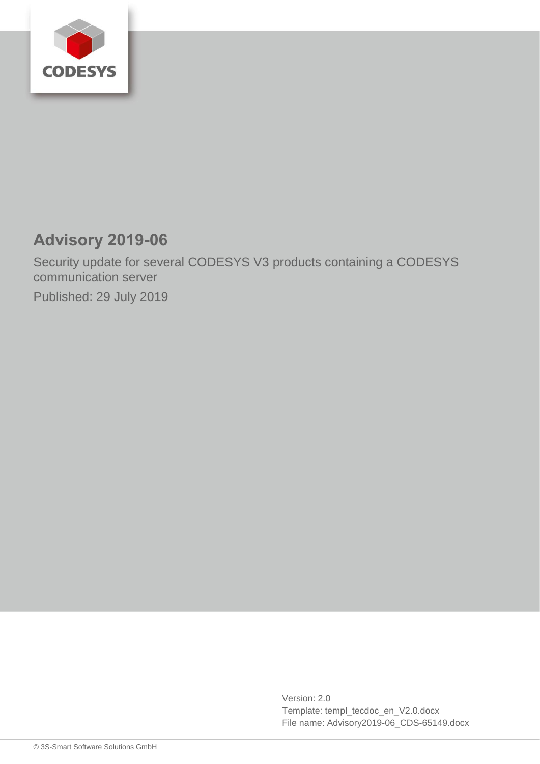# Advisory 2019-06

Security update for several CODESYS V3 products containing a CODESYS communication server

Published: 29 July 2019

Version: 2.0
Template: templ_tecdoc_en_V2.0.docx
File name: Advisory2019-06_CDS-65149.docx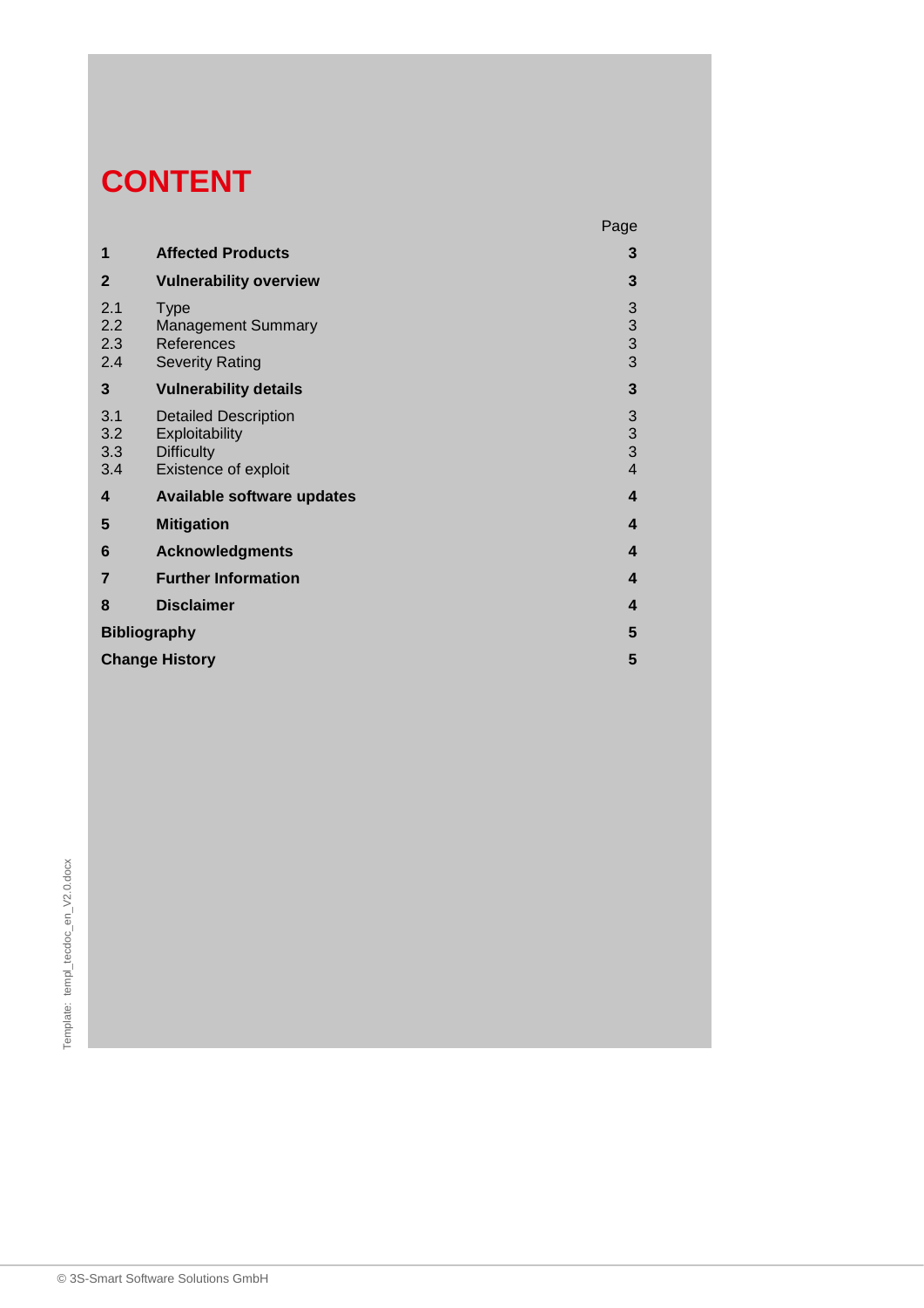# CONTENT

| | | Page |
|---|---|---|
| **1** | **Affected Products** | **3** |
| **2** | **Vulnerability overview** | **3** |
| 2.1 | Type | 3 |
| 2.2 | Management Summary | 3 |
| 2.3 | References | 3 |
| 2.4 | Severity Rating | 3 |
| **3** | **Vulnerability details** | **3** |
| 3.1 | Detailed Description | 3 |
| 3.2 | Exploitability | 3 |
| 3.3 | Difficulty | 3 |
| 3.4 | Existence of exploit | 4 |
| **4** | **Available software updates** | **4** |
| **5** | **Mitigation** | **4** |
| **6** | **Acknowledgments** | **4** |
| **7** | **Further Information** | **4** |
| **8** | **Disclaimer** | **4** |
| **Bibliography** | | **5** |
| **Change History** | | **5** |

Template: templ_tecdoc_en_V2.0.docx

© 3S-Smart Software Solutions GmbH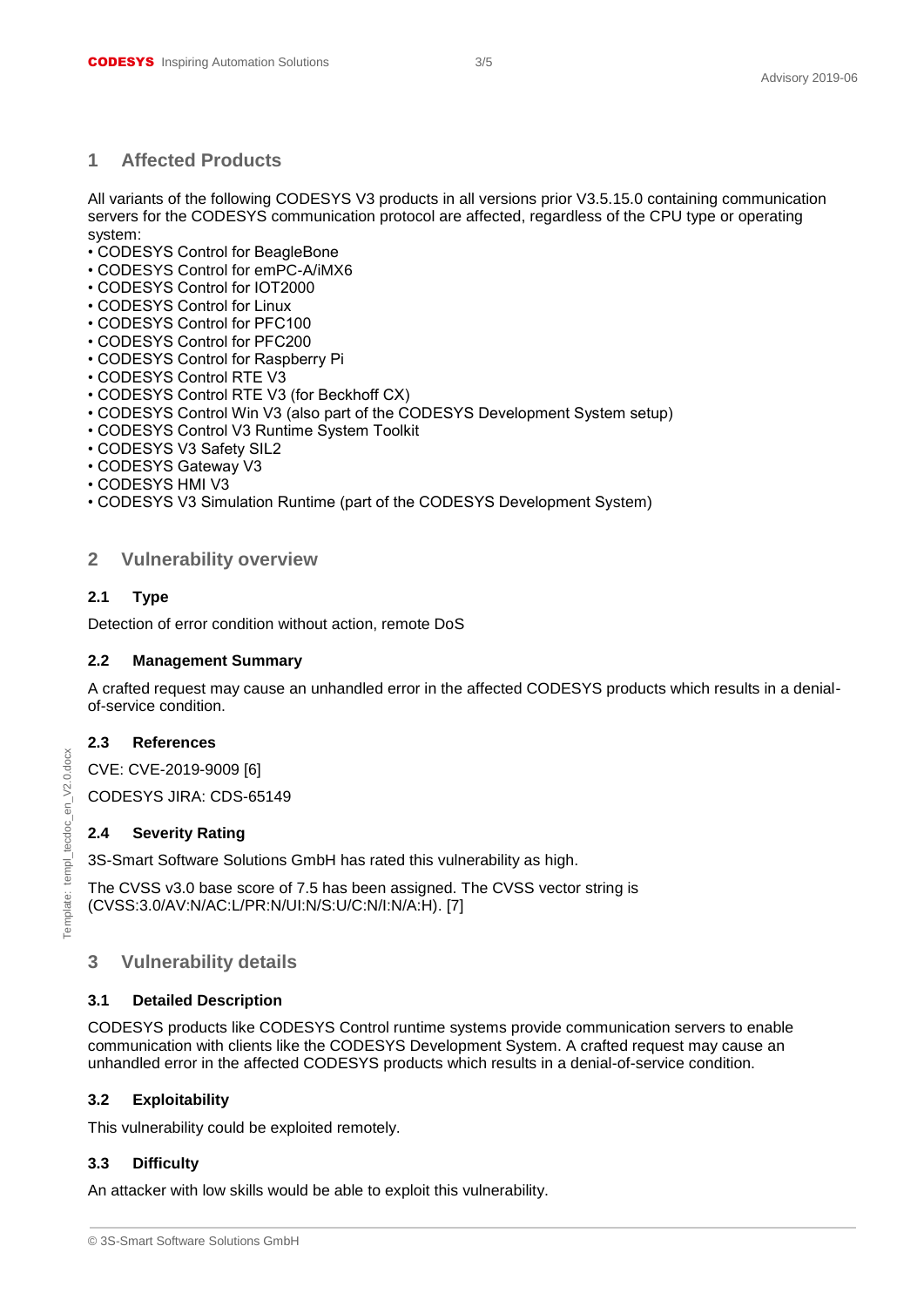## 1 Affected Products

All variants of the following CODESYS V3 products in all versions prior V3.5.15.0 containing communication servers for the CODESYS communication protocol are affected, regardless of the CPU type or operating system:

- CODESYS Control for BeagleBone
- CODESYS Control for emPC-A/iMX6
- CODESYS Control for IOT2000
- CODESYS Control for Linux
- CODESYS Control for PFC100
- CODESYS Control for PFC200
- CODESYS Control for Raspberry Pi
- CODESYS Control RTE V3
- CODESYS Control RTE V3 (for Beckhoff CX)
- CODESYS Control Win V3 (also part of the CODESYS Development System setup)
- CODESYS Control V3 Runtime System Toolkit
- CODESYS V3 Safety SIL2
- CODESYS Gateway V3
- CODESYS HMI V3
- CODESYS V3 Simulation Runtime (part of the CODESYS Development System)

## 2 Vulnerability overview

### 2.1 Type

Detection of error condition without action, remote DoS

### 2.2 Management Summary

A crafted request may cause an unhandled error in the affected CODESYS products which results in a denial-of-service condition.

### 2.3 References

CVE: CVE-2019-9009 [6]

CODESYS JIRA: CDS-65149

### 2.4 Severity Rating

3S-Smart Software Solutions GmbH has rated this vulnerability as high.

The CVSS v3.0 base score of 7.5 has been assigned. The CVSS vector string is (CVSS:3.0/AV:N/AC:L/PR:N/UI:N/S:U/C:N/I:N/A:H). [7]

## 3 Vulnerability details

### 3.1 Detailed Description

CODESYS products like CODESYS Control runtime systems provide communication servers to enable communication with clients like the CODESYS Development System. A crafted request may cause an unhandled error in the affected CODESYS products which results in a denial-of-service condition.

### 3.2 Exploitability

This vulnerability could be exploited remotely.

### 3.3 Difficulty

An attacker with low skills would be able to exploit this vulnerability.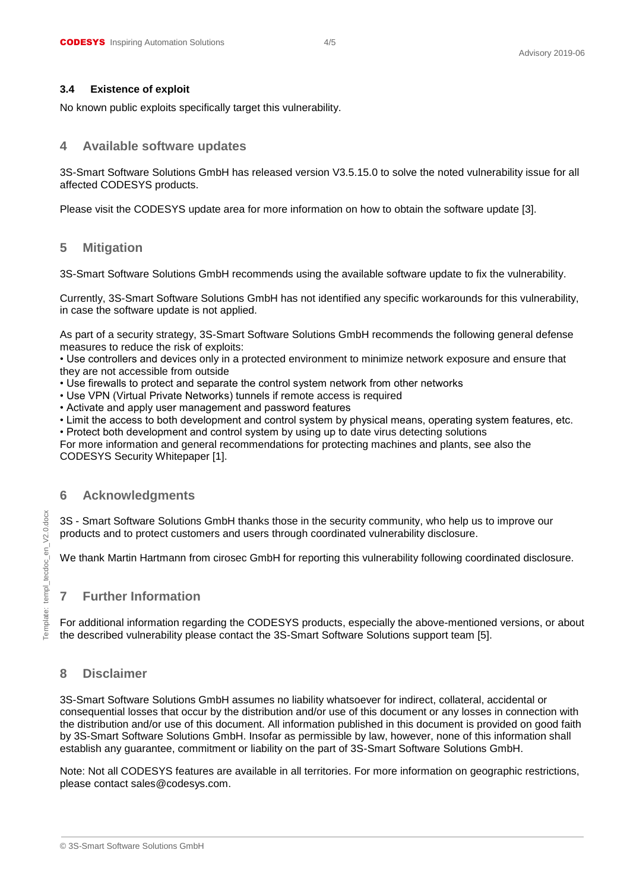### 3.4 Existence of exploit

No known public exploits specifically target this vulnerability.

## 4 Available software updates

3S-Smart Software Solutions GmbH has released version V3.5.15.0 to solve the noted vulnerability issue for all affected CODESYS products.

Please visit the CODESYS update area for more information on how to obtain the software update [3].

## 5 Mitigation

3S-Smart Software Solutions GmbH recommends using the available software update to fix the vulnerability.

Currently, 3S-Smart Software Solutions GmbH has not identified any specific workarounds for this vulnerability, in case the software update is not applied.

As part of a security strategy, 3S-Smart Software Solutions GmbH recommends the following general defense measures to reduce the risk of exploits:

- Use controllers and devices only in a protected environment to minimize network exposure and ensure that they are not accessible from outside
- Use firewalls to protect and separate the control system network from other networks
- Use VPN (Virtual Private Networks) tunnels if remote access is required
- Activate and apply user management and password features
- Limit the access to both development and control system by physical means, operating system features, etc.
- Protect both development and control system by using up to date virus detecting solutions

For more information and general recommendations for protecting machines and plants, see also the CODESYS Security Whitepaper [1].

## 6 Acknowledgments

3S - Smart Software Solutions GmbH thanks those in the security community, who help us to improve our products and to protect customers and users through coordinated vulnerability disclosure.

We thank Martin Hartmann from cirosec GmbH for reporting this vulnerability following coordinated disclosure.

## 7 Further Information

For additional information regarding the CODESYS products, especially the above-mentioned versions, or about the described vulnerability please contact the 3S-Smart Software Solutions support team [5].

## 8 Disclaimer

3S-Smart Software Solutions GmbH assumes no liability whatsoever for indirect, collateral, accidental or consequential losses that occur by the distribution and/or use of this document or any losses in connection with the distribution and/or use of this document. All information published in this document is provided on good faith by 3S-Smart Software Solutions GmbH. Insofar as permissible by law, however, none of this information shall establish any guarantee, commitment or liability on the part of 3S-Smart Software Solutions GmbH.

Note: Not all CODESYS features are available in all territories. For more information on geographic restrictions, please contact sales@codesys.com.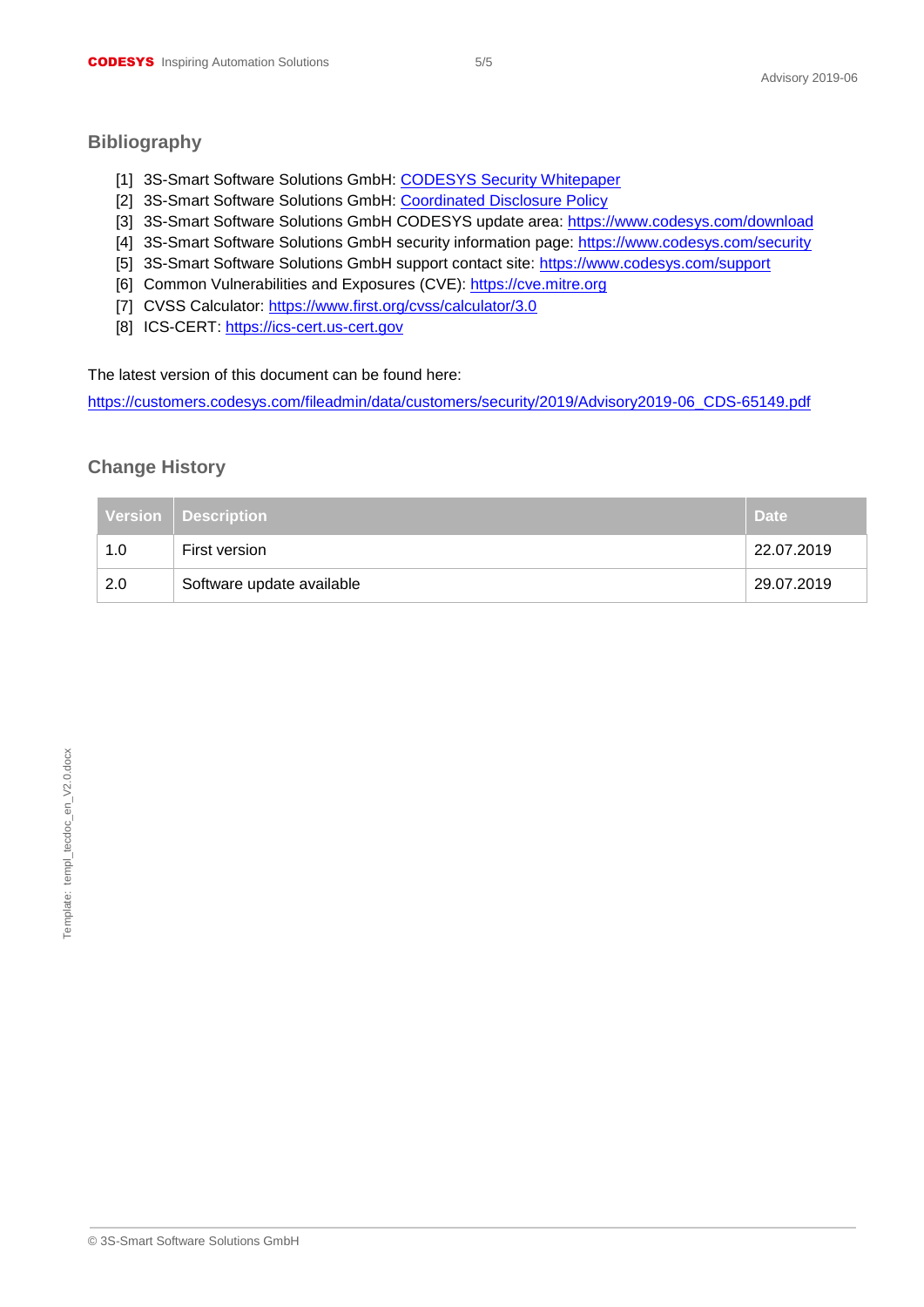## Bibliography

[1] 3S-Smart Software Solutions GmbH: CODESYS Security Whitepaper
[2] 3S-Smart Software Solutions GmbH: Coordinated Disclosure Policy
[3] 3S-Smart Software Solutions GmbH CODESYS update area: https://www.codesys.com/download
[4] 3S-Smart Software Solutions GmbH security information page: https://www.codesys.com/security
[5] 3S-Smart Software Solutions GmbH support contact site: https://www.codesys.com/support
[6] Common Vulnerabilities and Exposures (CVE): https://cve.mitre.org
[7] CVSS Calculator: https://www.first.org/cvss/calculator/3.0
[8] ICS-CERT: https://ics-cert.us-cert.gov

The latest version of this document can be found here:

https://customers.codesys.com/fileadmin/data/customers/security/2019/Advisory2019-06_CDS-65149.pdf

## Change History

| Version | Description | Date |
|---|---|---|
| 1.0 | First version | 22.07.2019 |
| 2.0 | Software update available | 29.07.2019 |